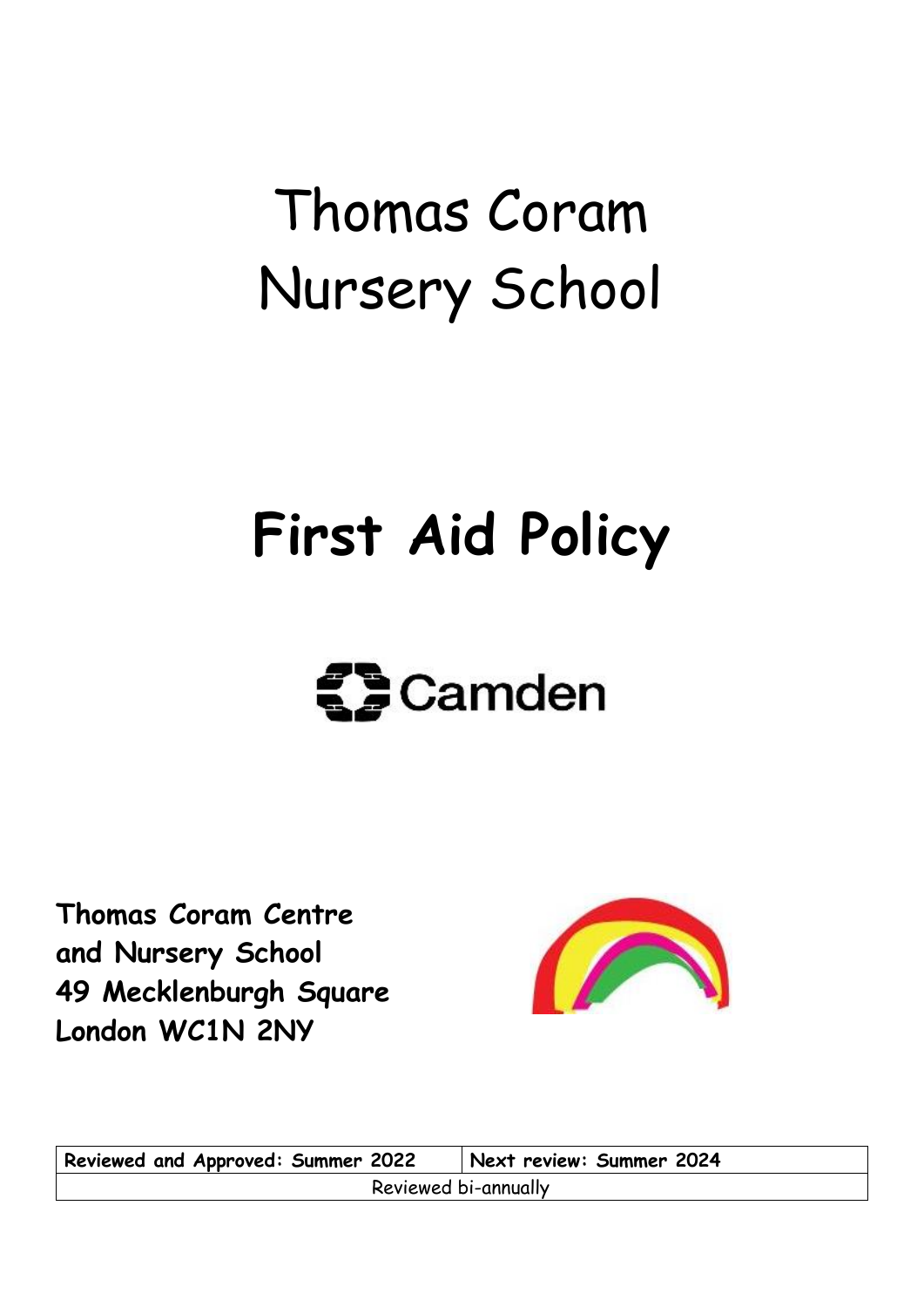# Thomas Coram Nursery School

# First Aid Policy

Camden

**Thomas Coram Centre**
**and Nursery School**
**49 Mecklenburgh Square**
**London WC1N 2NY**

| **Reviewed and Approved: Summer 2022** | **Next review: Summer 2024** |
| --- | --- |
| Reviewed bi-annually | |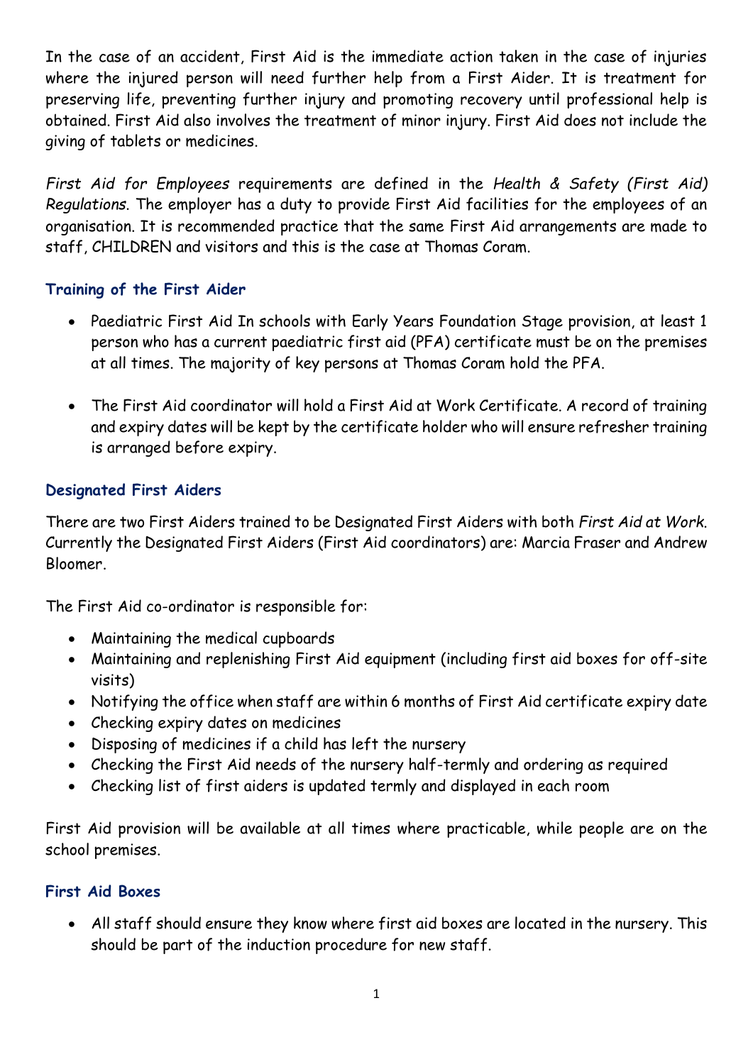In the case of an accident, First Aid is the immediate action taken in the case of injuries where the injured person will need further help from a First Aider. It is treatment for preserving life, preventing further injury and promoting recovery until professional help is obtained. First Aid also involves the treatment of minor injury. First Aid does not include the giving of tablets or medicines.

*First Aid for Employees* requirements are defined in the *Health & Safety (First Aid) Regulations*. The employer has a duty to provide First Aid facilities for the employees of an organisation. It is recommended practice that the same First Aid arrangements are made to staff, CHILDREN and visitors and this is the case at Thomas Coram.

### Training of the First Aider

- Paediatric First Aid In schools with Early Years Foundation Stage provision, at least 1 person who has a current paediatric first aid (PFA) certificate must be on the premises at all times. The majority of key persons at Thomas Coram hold the PFA.
- The First Aid coordinator will hold a First Aid at Work Certificate. A record of training and expiry dates will be kept by the certificate holder who will ensure refresher training is arranged before expiry.

### Designated First Aiders

There are two First Aiders trained to be Designated First Aiders with both *First Aid at Work*. Currently the Designated First Aiders (First Aid coordinators) are: Marcia Fraser and Andrew Bloomer.

The First Aid co-ordinator is responsible for:

- Maintaining the medical cupboards
- Maintaining and replenishing First Aid equipment (including first aid boxes for off-site visits)
- Notifying the office when staff are within 6 months of First Aid certificate expiry date
- Checking expiry dates on medicines
- Disposing of medicines if a child has left the nursery
- Checking the First Aid needs of the nursery half-termly and ordering as required
- Checking list of first aiders is updated termly and displayed in each room

First Aid provision will be available at all times where practicable, while people are on the school premises.

### First Aid Boxes

- All staff should ensure they know where first aid boxes are located in the nursery. This should be part of the induction procedure for new staff.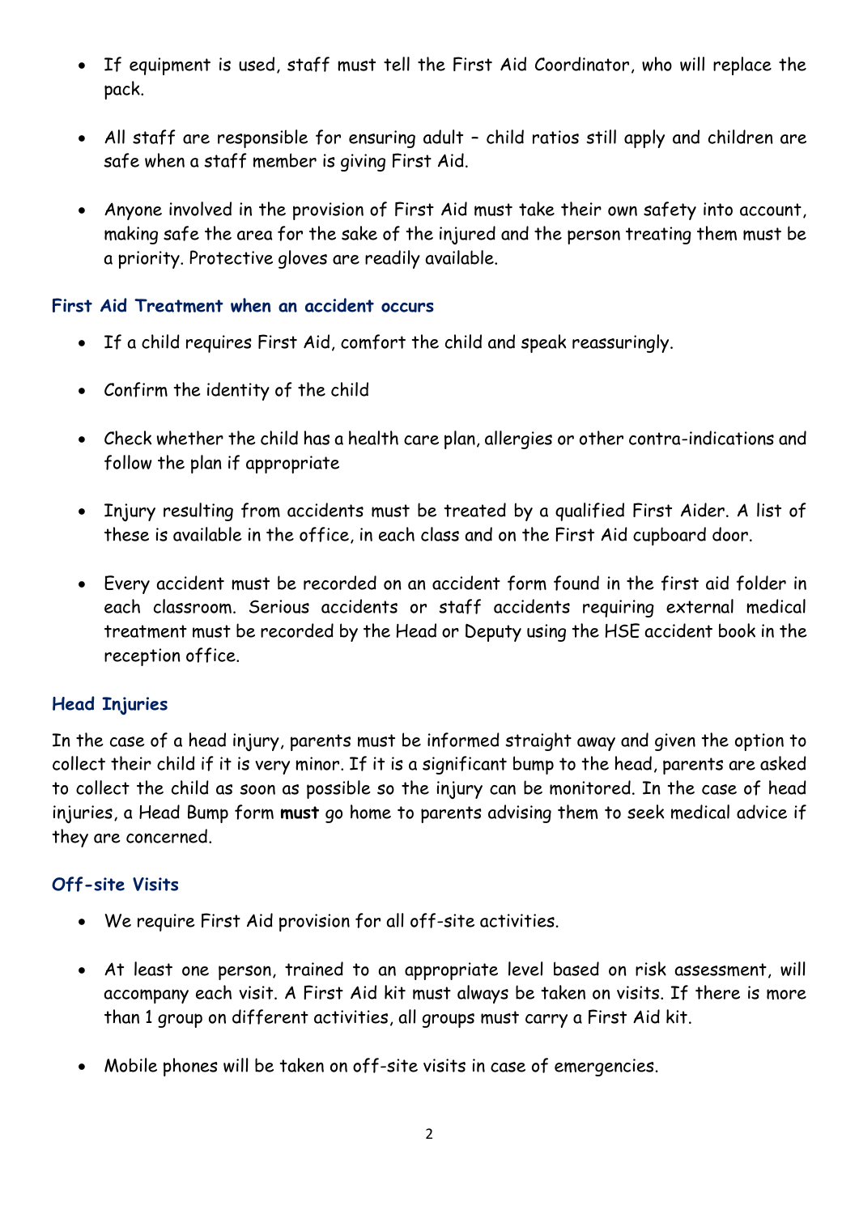- If equipment is used, staff must tell the First Aid Coordinator, who will replace the pack.

- All staff are responsible for ensuring adult – child ratios still apply and children are safe when a staff member is giving First Aid.

- Anyone involved in the provision of First Aid must take their own safety into account, making safe the area for the sake of the injured and the person treating them must be a priority. Protective gloves are readily available.

### First Aid Treatment when an accident occurs

- If a child requires First Aid, comfort the child and speak reassuringly.

- Confirm the identity of the child

- Check whether the child has a health care plan, allergies or other contra-indications and follow the plan if appropriate

- Injury resulting from accidents must be treated by a qualified First Aider. A list of these is available in the office, in each class and on the First Aid cupboard door.

- Every accident must be recorded on an accident form found in the first aid folder in each classroom. Serious accidents or staff accidents requiring external medical treatment must be recorded by the Head or Deputy using the HSE accident book in the reception office.

### Head Injuries

In the case of a head injury, parents must be informed straight away and given the option to collect their child if it is very minor. If it is a significant bump to the head, parents are asked to collect the child as soon as possible so the injury can be monitored. In the case of head injuries, a Head Bump form **must** go home to parents advising them to seek medical advice if they are concerned.

### Off-site Visits

- We require First Aid provision for all off-site activities.

- At least one person, trained to an appropriate level based on risk assessment, will accompany each visit. A First Aid kit must always be taken on visits. If there is more than 1 group on different activities, all groups must carry a First Aid kit.

- Mobile phones will be taken on off-site visits in case of emergencies.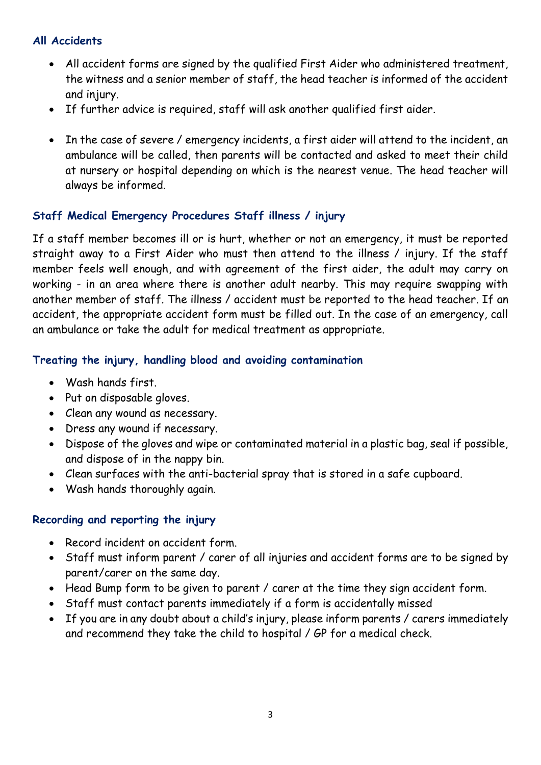### All Accidents

- All accident forms are signed by the qualified First Aider who administered treatment, the witness and a senior member of staff, the head teacher is informed of the accident and injury.
- If further advice is required, staff will ask another qualified first aider.
- In the case of severe / emergency incidents, a first aider will attend to the incident, an ambulance will be called, then parents will be contacted and asked to meet their child at nursery or hospital depending on which is the nearest venue. The head teacher will always be informed.

### Staff Medical Emergency Procedures Staff illness / injury

If a staff member becomes ill or is hurt, whether or not an emergency, it must be reported straight away to a First Aider who must then attend to the illness / injury. If the staff member feels well enough, and with agreement of the first aider, the adult may carry on working - in an area where there is another adult nearby. This may require swapping with another member of staff. The illness / accident must be reported to the head teacher. If an accident, the appropriate accident form must be filled out. In the case of an emergency, call an ambulance or take the adult for medical treatment as appropriate.

### Treating the injury, handling blood and avoiding contamination

- Wash hands first.
- Put on disposable gloves.
- Clean any wound as necessary.
- Dress any wound if necessary.
- Dispose of the gloves and wipe or contaminated material in a plastic bag, seal if possible, and dispose of in the nappy bin.
- Clean surfaces with the anti-bacterial spray that is stored in a safe cupboard.
- Wash hands thoroughly again.

### Recording and reporting the injury

- Record incident on accident form.
- Staff must inform parent / carer of all injuries and accident forms are to be signed by parent/carer on the same day.
- Head Bump form to be given to parent / carer at the time they sign accident form.
- Staff must contact parents immediately if a form is accidentally missed
- If you are in any doubt about a child's injury, please inform parents / carers immediately and recommend they take the child to hospital / GP for a medical check.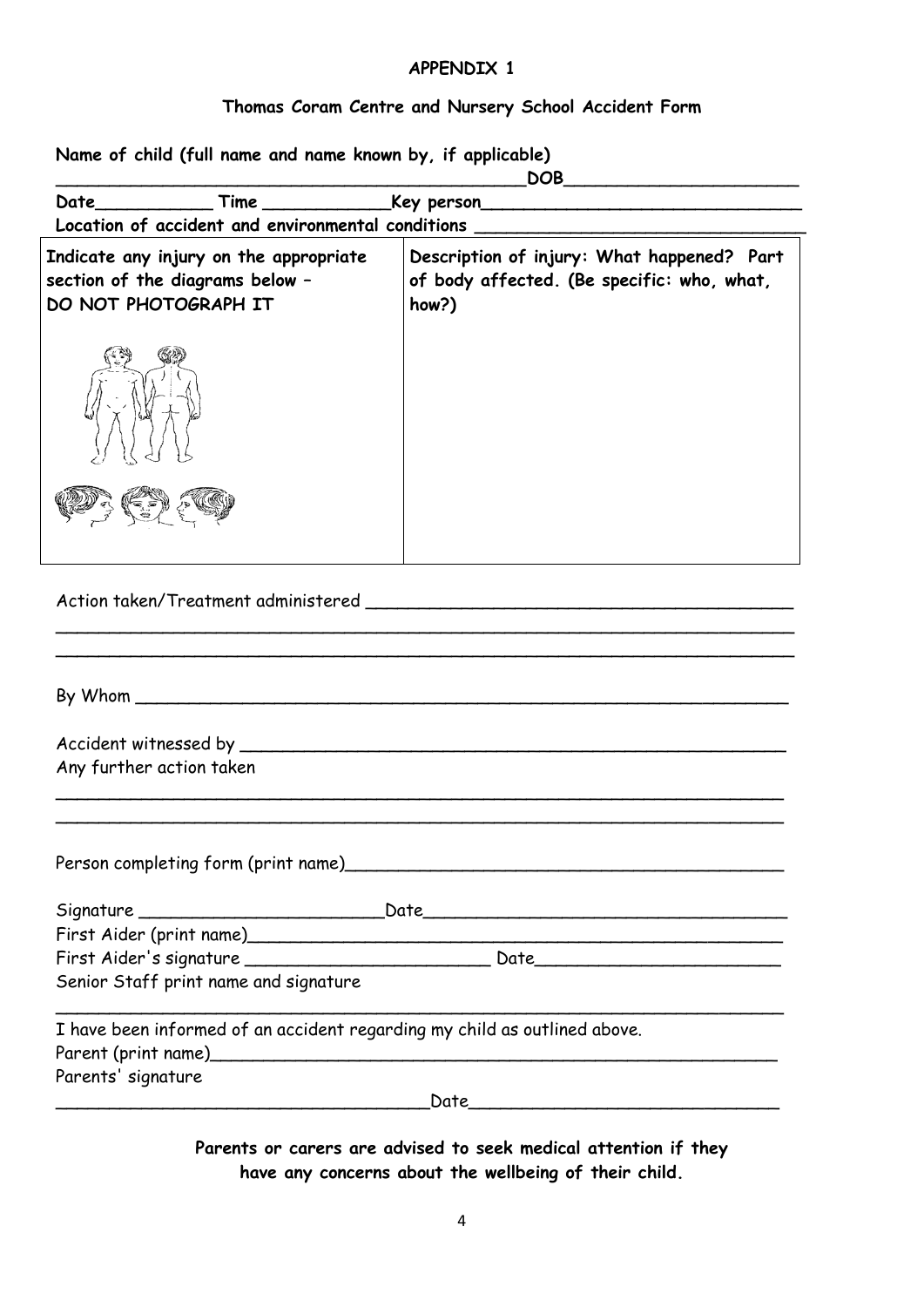**APPENDIX 1**

**Thomas Coram Centre and Nursery School Accident Form**

**Name of child (full name and name known by, if applicable)**

**_____________________________________________DOB_____________________**

**Date___________ Time ____________Key person_____________________________**

**Location of accident and environmental conditions _______________________________**

| **Indicate any injury on the appropriate section of the diagrams below – DO NOT PHOTOGRAPH IT** | **Description of injury: What happened? Part of body affected. (Be specific: who, what, how?)** |
| --- | --- |
| | |

Action taken/Treatment administered ________________________________________

_____________________________________________________________________

_____________________________________________________________________

By Whom ______________________________________________________________

Accident witnessed by ____________________________________________________

Any further action taken

_____________________________________________________________________

_____________________________________________________________________

Person completing form (print name)________________________________________

Signature _______________________Date_________________________________

First Aider (print name)____________________________________________________

First Aider's signature _______________________ Date______________________

Senior Staff print name and signature

_____________________________________________________________________

I have been informed of an accident regarding my child as outlined above.

Parent (print name)_______________________________________________________

Parents' signature

___________________________________Date_____________________________

**Parents or carers are advised to seek medical attention if they have any concerns about the wellbeing of their child.**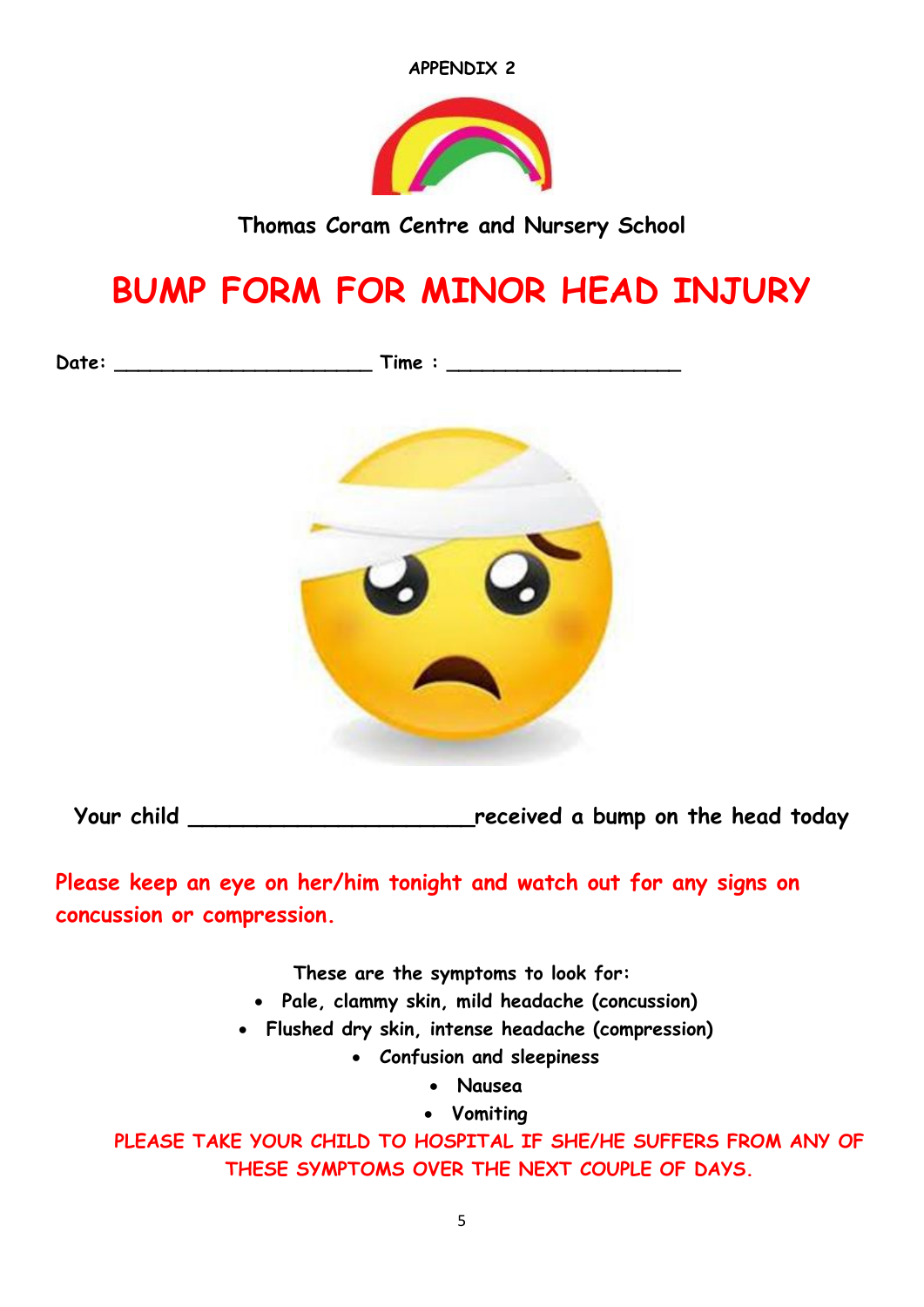APPENDIX 2

Thomas Coram Centre and Nursery School

# BUMP FORM FOR MINOR HEAD INJURY

**Date: ______________________ Time : ____________________**

**Your child ______________________ received a bump on the head today**

**Please keep an eye on her/him tonight and watch out for any signs on concussion or compression.**

**These are the symptoms to look for:**

- **Pale, clammy skin, mild headache (concussion)**
- **Flushed dry skin, intense headache (compression)**
- **Confusion and sleepiness**
- **Nausea**
- **Vomiting**

**PLEASE TAKE YOUR CHILD TO HOSPITAL IF SHE/HE SUFFERS FROM ANY OF THESE SYMPTOMS OVER THE NEXT COUPLE OF DAYS.**